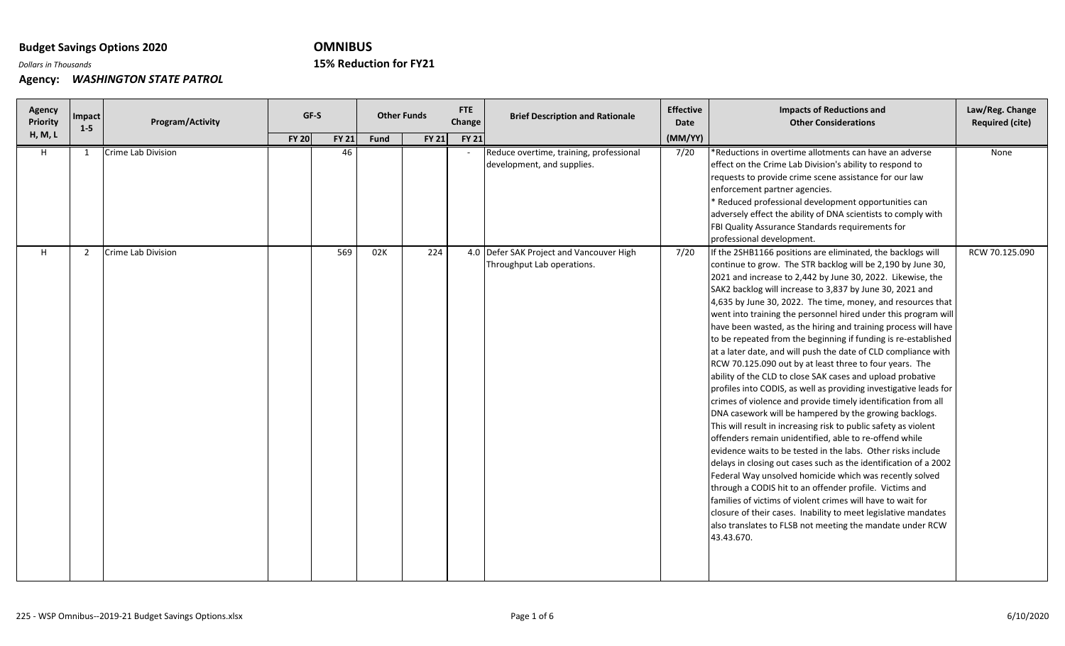**Budget Savings Options 2020**

*Dollars in Thousands*

**Agency: *WASHINGTON STATE PATROL***

**OMNIBUS**

**15% Reduction for FY21**

| Agency Priority H, M, L | Impact 1-5 | Program/Activity | GF-S | | Other Funds | | FTE Change | Brief Description and Rationale | Effective Date | Impacts of Reductions and Other Considerations | Law/Reg. Change Required (cite) |
|---|---|---|---|---|---|---|---|---|---|---|---|
| | | | FY 20 | FY 21 | Fund | FY 21 | FY 21 | | (MM/YY) | | |
| H | 1 | Crime Lab Division | | 46 | | | - | Reduce overtime, training, professional development, and supplies. | 7/20 | *Reductions in overtime allotments can have an adverse effect on the Crime Lab Division's ability to respond to requests to provide crime scene assistance for our law enforcement partner agencies.<br>* Reduced professional development opportunities can adversely effect the ability of DNA scientists to comply with FBI Quality Assurance Standards requirements for professional development. | None |
| H | 2 | Crime Lab Division | | 569 | 02K | 224 | 4.0 | Defer SAK Project and Vancouver High Throughput Lab operations. | 7/20 | If the 2SHB1166 positions are eliminated, the backlogs will continue to grow. The STR backlog will be 2,190 by June 30, 2021 and increase to 2,442 by June 30, 2022. Likewise, the SAK2 backlog will increase to 3,837 by June 30, 2021 and 4,635 by June 30, 2022. The time, money, and resources that went into training the personnel hired under this program will have been wasted, as the hiring and training process will have to be repeated from the beginning if funding is re-established at a later date, and will push the date of CLD compliance with RCW 70.125.090 out by at least three to four years. The ability of the CLD to close SAK cases and upload probative profiles into CODIS, as well as providing investigative leads for crimes of violence and provide timely identification from all DNA casework will be hampered by the growing backlogs. This will result in increasing risk to public safety as violent offenders remain unidentified, able to re-offend while evidence waits to be tested in the labs. Other risks include delays in closing out cases such as the identification of a 2002 Federal Way unsolved homicide which was recently solved through a CODIS hit to an offender profile. Victims and families of victims of violent crimes will have to wait for closure of their cases. Inability to meet legislative mandates also translates to FLSB not meeting the mandate under RCW 43.43.670. | RCW 70.125.090 |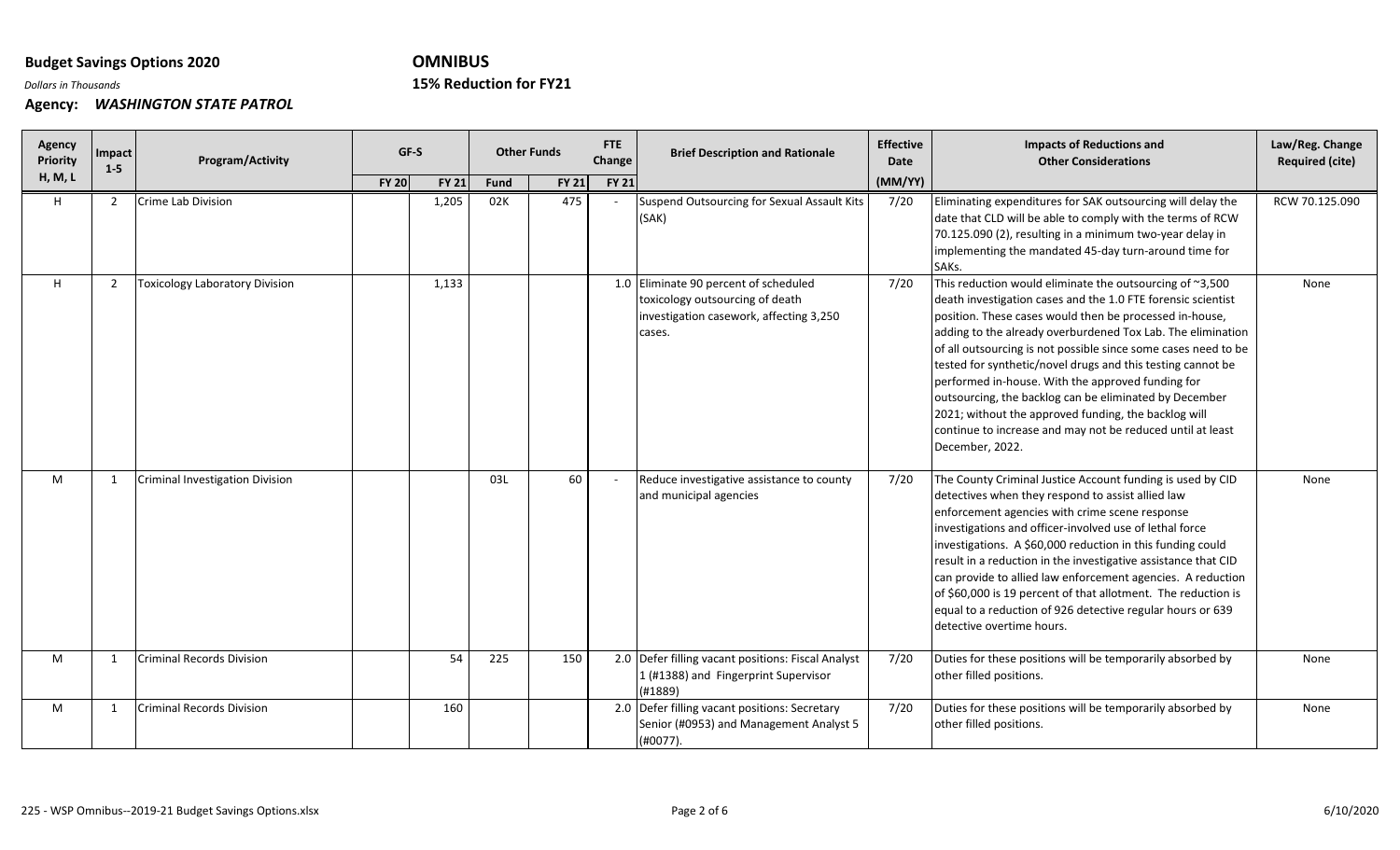**Budget Savings Options 2020** **OMNIBUS**

*Dollars in Thousands* **15% Reduction for FY21**

**Agency:** ***WASHINGTON STATE PATROL***

| Agency Priority H, M, L | Impact 1-5 | Program/Activity | GF-S | | Other Funds | | FTE Change | Brief Description and Rationale | Effective Date | Impacts of Reductions and Other Considerations | Law/Reg. Change Required (cite) |
|---|---|---|---|---|---|---|---|---|---|---|---|
| | | | FY 20 | FY 21 | Fund | FY 21 | FY 21 | | (MM/YY) | | |
| H | 2 | Crime Lab Division | | 1,205 | 02K | 475 | - | Suspend Outsourcing for Sexual Assault Kits (SAK) | 7/20 | Eliminating expenditures for SAK outsourcing will delay the date that CLD will be able to comply with the terms of RCW 70.125.090 (2), resulting in a minimum two-year delay in implementing the mandated 45-day turn-around time for SAKs. | RCW 70.125.090 |
| H | 2 | Toxicology Laboratory Division | | 1,133 | | | 1.0 | Eliminate 90 percent of scheduled toxicology outsourcing of death investigation casework, affecting 3,250 cases. | 7/20 | This reduction would eliminate the outsourcing of ~3,500 death investigation cases and the 1.0 FTE forensic scientist position. These cases would then be processed in-house, adding to the already overburdened Tox Lab. The elimination of all outsourcing is not possible since some cases need to be tested for synthetic/novel drugs and this testing cannot be performed in-house. With the approved funding for outsourcing, the backlog can be eliminated by December 2021; without the approved funding, the backlog will continue to increase and may not be reduced until at least December, 2022. | None |
| M | 1 | Criminal Investigation Division | | | 03L | 60 | - | Reduce investigative assistance to county and municipal agencies | 7/20 | The County Criminal Justice Account funding is used by CID detectives when they respond to assist allied law enforcement agencies with crime scene response investigations and officer-involved use of lethal force investigations. A $60,000 reduction in this funding could result in a reduction in the investigative assistance that CID can provide to allied law enforcement agencies. A reduction of $60,000 is 19 percent of that allotment. The reduction is equal to a reduction of 926 detective regular hours or 639 detective overtime hours. | None |
| M | 1 | Criminal Records Division | | 54 | 225 | 150 | 2.0 | Defer filling vacant positions: Fiscal Analyst 1 (#1388) and Fingerprint Supervisor (#1889) | 7/20 | Duties for these positions will be temporarily absorbed by other filled positions. | None |
| M | 1 | Criminal Records Division | | 160 | | | 2.0 | Defer filling vacant positions: Secretary Senior (#0953) and Management Analyst 5 (#0077). | 7/20 | Duties for these positions will be temporarily absorbed by other filled positions. | None |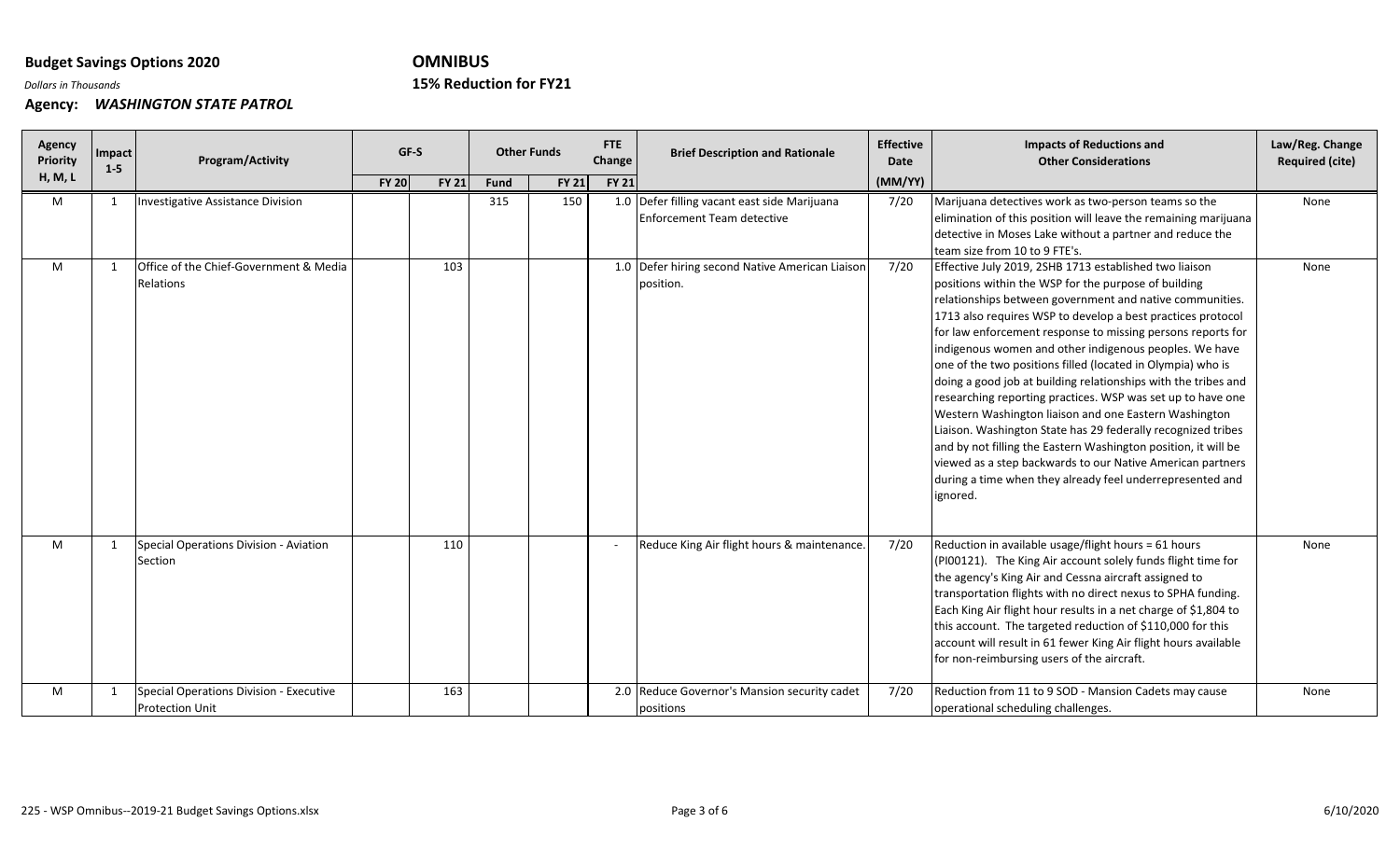**Budget Savings Options 2020** **OMNIBUS**

*Dollars in Thousands* **15% Reduction for FY21**

**Agency:** ***WASHINGTON STATE PATROL***

| Agency Priority H, M, L | Impact 1-5 | Program/Activity | GF-S | | Other Funds | | FTE Change | Brief Description and Rationale | Effective Date | Impacts of Reductions and Other Considerations | Law/Reg. Change Required (cite) |
|---|---|---|---|---|---|---|---|---|---|---|---|
| | | | FY 20 | FY 21 | Fund | FY 21 | FY 21 | | (MM/YY) | | |
| M | 1 | Investigative Assistance Division | | | 315 | 150 | 1.0 | Defer filling vacant east side Marijuana Enforcement Team detective | 7/20 | Marijuana detectives work as two-person teams so the elimination of this position will leave the remaining marijuana detective in Moses Lake without a partner and reduce the team size from 10 to 9 FTE's. | None |
| M | 1 | Office of the Chief-Government & Media Relations | | 103 | | | 1.0 | Defer hiring second Native American Liaison position. | 7/20 | Effective July 2019, 2SHB 1713 established two liaison positions within the WSP for the purpose of building relationships between government and native communities. 1713 also requires WSP to develop a best practices protocol for law enforcement response to missing persons reports for indigenous women and other indigenous peoples. We have one of the two positions filled (located in Olympia) who is doing a good job at building relationships with the tribes and researching reporting practices. WSP was set up to have one Western Washington liaison and one Eastern Washington Liaison. Washington State has 29 federally recognized tribes and by not filling the Eastern Washington position, it will be viewed as a step backwards to our Native American partners during a time when they already feel underrepresented and ignored. | None |
| M | 1 | Special Operations Division - Aviation Section | | 110 | | | - | Reduce King Air flight hours & maintenance. | 7/20 | Reduction in available usage/flight hours = 61 hours (PI00121). The King Air account solely funds flight time for the agency's King Air and Cessna aircraft assigned to transportation flights with no direct nexus to SPHA funding. Each King Air flight hour results in a net charge of $1,804 to this account. The targeted reduction of $110,000 for this account will result in 61 fewer King Air flight hours available for non-reimbursing users of the aircraft. | None |
| M | 1 | Special Operations Division - Executive Protection Unit | | 163 | | | 2.0 | Reduce Governor's Mansion security cadet positions | 7/20 | Reduction from 11 to 9 SOD - Mansion Cadets may cause operational scheduling challenges. | None |

225 - WSP Omnibus--2019-21 Budget Savings Options.xlsx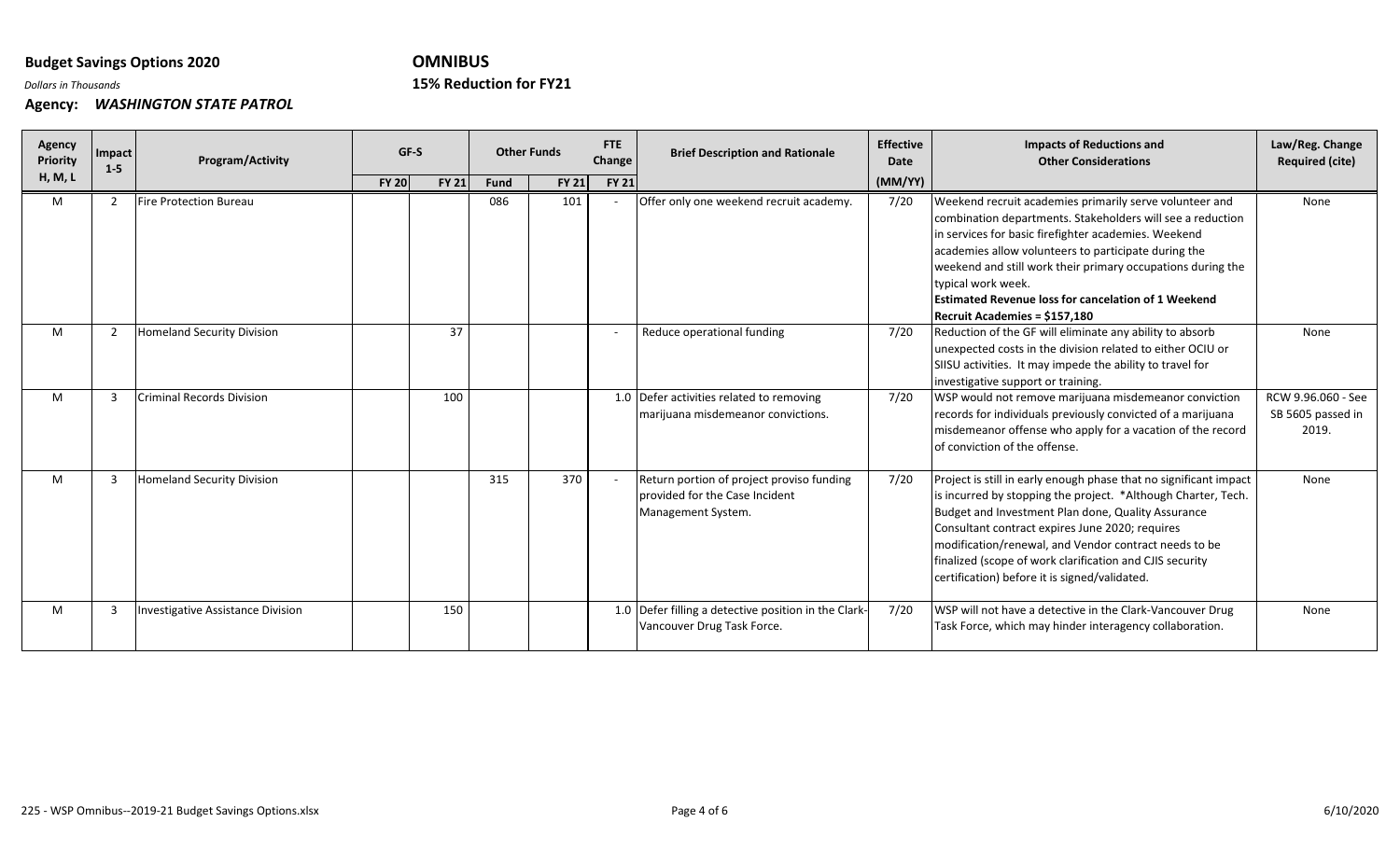**Budget Savings Options 2020**

*Dollars in Thousands*

**Agency: *WASHINGTON STATE PATROL***

**OMNIBUS**

**15% Reduction for FY21**

| Agency Priority H, M, L | Impact 1-5 | Program/Activity | GF-S | | Other Funds | | FTE Change | Brief Description and Rationale | Effective Date | Impacts of Reductions and Other Considerations | Law/Reg. Change Required (cite) |
|---|---|---|---|---|---|---|---|---|---|---|---|
| | | | FY 20 | FY 21 | Fund | FY 21 | FY 21 | | (MM/YY) | | |
| M | 2 | Fire Protection Bureau | | | 086 | 101 | - | Offer only one weekend recruit academy. | 7/20 | Weekend recruit academies primarily serve volunteer and combination departments. Stakeholders will see a reduction in services for basic firefighter academies. Weekend academies allow volunteers to participate during the weekend and still work their primary occupations during the typical work week. **Estimated Revenue loss for cancelation of 1 Weekend Recruit Academies = $157,180** | None |
| M | 2 | Homeland Security Division | | 37 | | | - | Reduce operational funding | 7/20 | Reduction of the GF will eliminate any ability to absorb unexpected costs in the division related to either OCIU or SIISU activities. It may impede the ability to travel for investigative support or training. | None |
| M | 3 | Criminal Records Division | | 100 | | | 1.0 | Defer activities related to removing marijuana misdemeanor convictions. | 7/20 | WSP would not remove marijuana misdemeanor conviction records for individuals previously convicted of a marijuana misdemeanor offense who apply for a vacation of the record of conviction of the offense. | RCW 9.96.060 - See SB 5605 passed in 2019. |
| M | 3 | Homeland Security Division | | | 315 | 370 | - | Return portion of project proviso funding provided for the Case Incident Management System. | 7/20 | Project is still in early enough phase that no significant impact is incurred by stopping the project. *Although Charter, Tech. Budget and Investment Plan done, Quality Assurance Consultant contract expires June 2020; requires modification/renewal, and Vendor contract needs to be finalized (scope of work clarification and CJIS security certification) before it is signed/validated. | None |
| M | 3 | Investigative Assistance Division | | 150 | | | 1.0 | Defer filling a detective position in the Clark-Vancouver Drug Task Force. | 7/20 | WSP will not have a detective in the Clark-Vancouver Drug Task Force, which may hinder interagency collaboration. | None |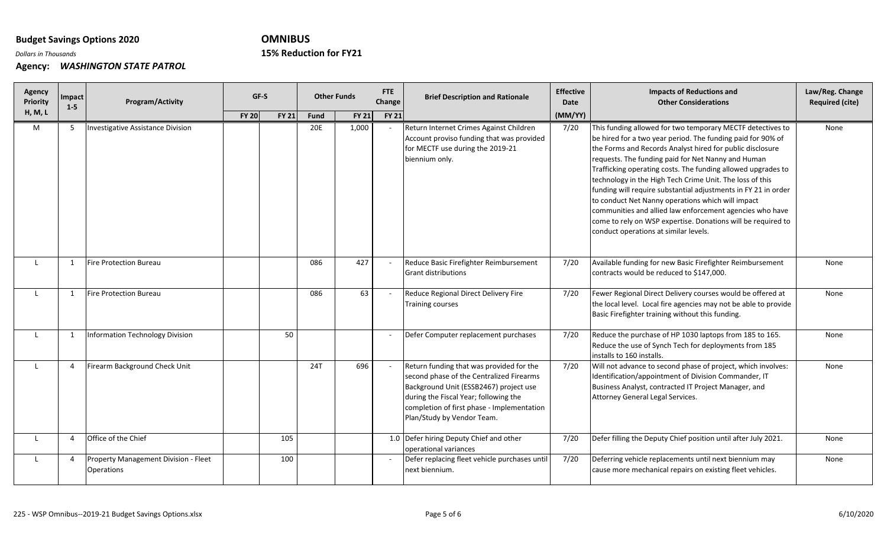**Budget Savings Options 2020**

*Dollars in Thousands*

**Agency: *WASHINGTON STATE PATROL***

**OMNIBUS**

**15% Reduction for FY21**

| Agency Priority H, M, L | Impact 1-5 | Program/Activity | GF-S | | Other Funds | | FTE Change | Brief Description and Rationale | Effective Date | Impacts of Reductions and Other Considerations | Law/Reg. Change Required (cite) |
|---|---|---|---|---|---|---|---|---|---|---|---|
| | | | FY 20 | FY 21 | Fund | FY 21 | FY 21 | | (MM/YY) | | |
| M | 5 | Investigative Assistance Division | | | 20E | 1,000 | - | Return Internet Crimes Against Children Account proviso funding that was provided for MECTF use during the 2019-21 biennium only. | 7/20 | This funding allowed for two temporary MECTF detectives to be hired for a two year period. The funding paid for 90% of the Forms and Records Analyst hired for public disclosure requests. The funding paid for Net Nanny and Human Trafficking operating costs. The funding allowed upgrades to technology in the High Tech Crime Unit. The loss of this funding will require substantial adjustments in FY 21 in order to conduct Net Nanny operations which will impact communities and allied law enforcement agencies who have come to rely on WSP expertise. Donations will be required to conduct operations at similar levels. | None |
| L | 1 | Fire Protection Bureau | | | 086 | 427 | - | Reduce Basic Firefighter Reimbursement Grant distributions | 7/20 | Available funding for new Basic Firefighter Reimbursement contracts would be reduced to $147,000. | None |
| L | 1 | Fire Protection Bureau | | | 086 | 63 | - | Reduce Regional Direct Delivery Fire Training courses | 7/20 | Fewer Regional Direct Delivery courses would be offered at the local level. Local fire agencies may not be able to provide Basic Firefighter training without this funding. | None |
| L | 1 | Information Technology Division | | 50 | | | - | Defer Computer replacement purchases | 7/20 | Reduce the purchase of HP 1030 laptops from 185 to 165. Reduce the use of Synch Tech for deployments from 185 installs to 160 installs. | None |
| L | 4 | Firearm Background Check Unit | | | 24T | 696 | - | Return funding that was provided for the second phase of the Centralized Firearms Background Unit (ESSB2467) project use during the Fiscal Year; following the completion of first phase - Implementation Plan/Study by Vendor Team. | 7/20 | Will not advance to second phase of project, which involves: Identification/appointment of Division Commander, IT Business Analyst, contracted IT Project Manager, and Attorney General Legal Services. | None |
| L | 4 | Office of the Chief | | 105 | | | 1.0 | Defer hiring Deputy Chief and other operational variances | 7/20 | Defer filling the Deputy Chief position until after July 2021. | None |
| L | 4 | Property Management Division - Fleet Operations | | 100 | | | - | Defer replacing fleet vehicle purchases until next biennium. | 7/20 | Deferring vehicle replacements until next biennium may cause more mechanical repairs on existing fleet vehicles. | None |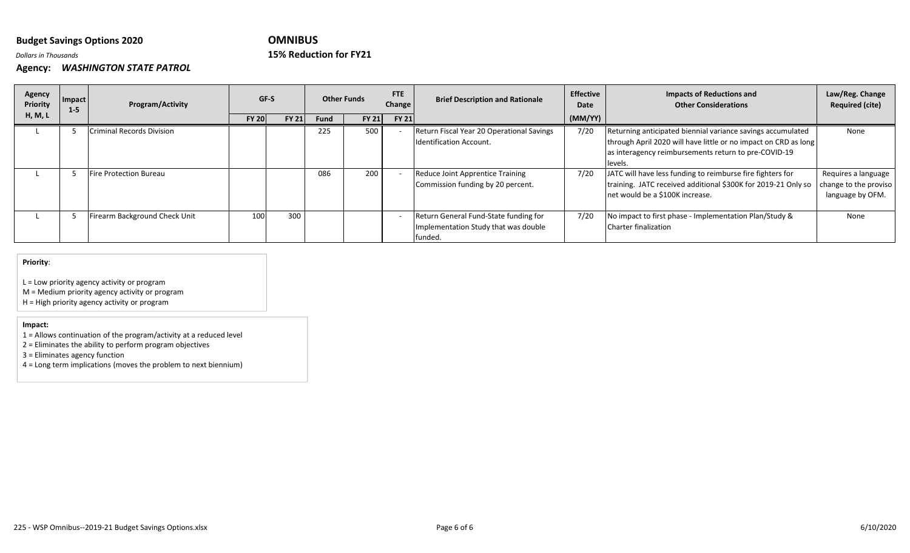**Budget Savings Options 2020**

*Dollars in Thousands*

**Agency:** ***WASHINGTON STATE PATROL***

**OMNIBUS**

**15% Reduction for FY21**

| Agency Priority H, M, L | Impact 1-5 | Program/Activity | GF-S | | Other Funds | | FTE Change | Brief Description and Rationale | Effective Date | Impacts of Reductions and Other Considerations | Law/Reg. Change Required (cite) |
|---|---|---|---|---|---|---|---|---|---|---|---|
| | | | FY 20 | FY 21 | Fund | FY 21 | FY 21 | | (MM/YY) | | |
| L | 5 | Criminal Records Division | | | 225 | 500 | - | Return Fiscal Year 20 Operational Savings Identification Account. | 7/20 | Returning anticipated biennial variance savings accumulated through April 2020 will have little or no impact on CRD as long as interagency reimbursements return to pre-COVID-19 levels. | None |
| L | 5 | Fire Protection Bureau | | | 086 | 200 | - | Reduce Joint Apprentice Training Commission funding by 20 percent. | 7/20 | JATC will have less funding to reimburse fire fighters for training. JATC received additional $300K for 2019-21 Only so net would be a $100K increase. | Requires a language change to the proviso language by OFM. |
| L | 5 | Firearm Background Check Unit | 100 | 300 | | | - | Return General Fund-State funding for Implementation Study that was double funded. | 7/20 | No impact to first phase - Implementation Plan/Study & Charter finalization | None |

**Priority**:

L = Low priority agency activity or program
M = Medium priority agency activity or program
H = High priority agency activity or program

**Impact:**

1 = Allows continuation of the program/activity at a reduced level
2 = Eliminates the ability to perform program objectives
3 = Eliminates agency function
4 = Long term implications (moves the problem to next biennium)

225 - WSP Omnibus--2019-21 Budget Savings Options.xlsx

6/10/2020